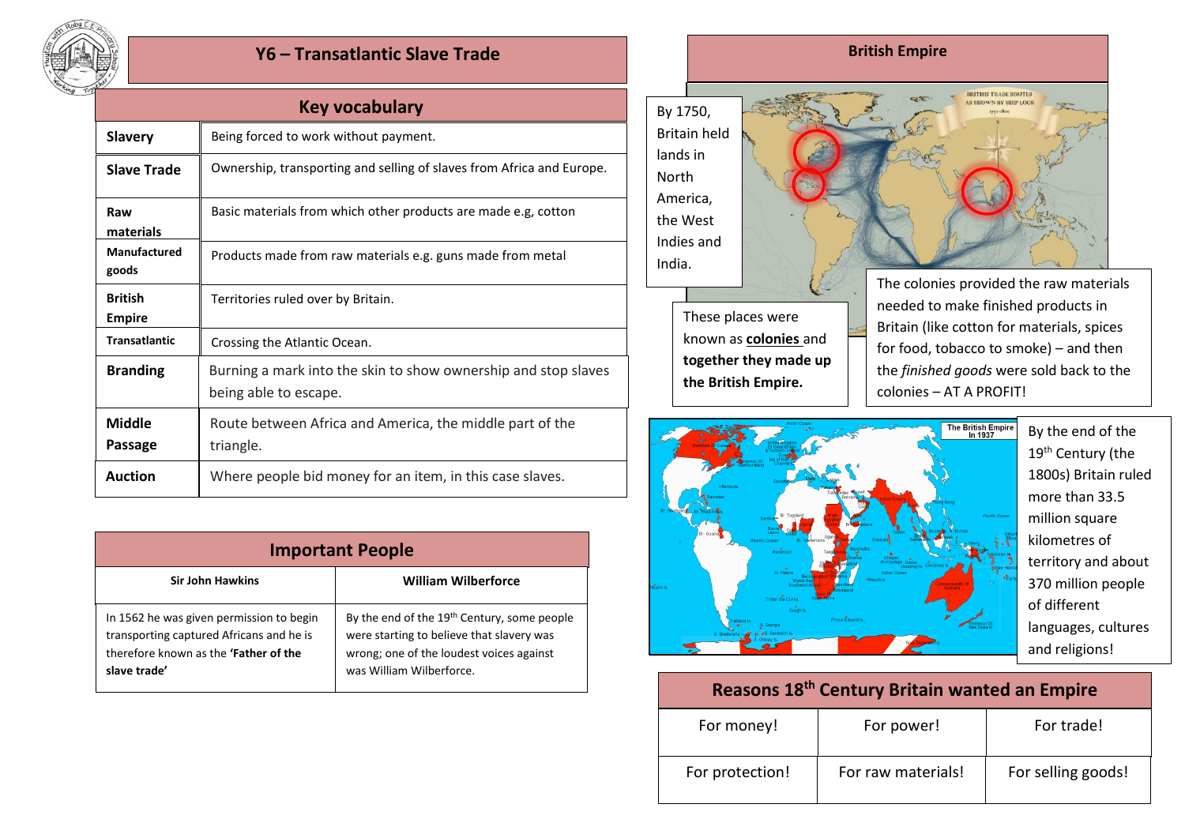# Y6 – Transatlantic Slave Trade

## Key vocabulary

| Term | Definition |
|---|---|
| **Slavery** | Being forced to work without payment. |
| **Slave Trade** | Ownership, transporting and selling of slaves from Africa and Europe. |
| **Raw materials** | Basic materials from which other products are made e.g, cotton |
| **Manufactured goods** | Products made from raw materials e.g. guns made from metal |
| **British Empire** | Territories ruled over by Britain. |
| **Transatlantic** | Crossing the Atlantic Ocean. |
| **Branding** | Burning a mark into the skin to show ownership and stop slaves being able to escape. |
| **Middle Passage** | Route between Africa and America, the middle part of the triangle. |
| **Auction** | Where people bid money for an item, in this case slaves. |

## Important People

| Sir John Hawkins | William Wilberforce |
|---|---|
| In 1562 he was given permission to begin transporting captured Africans and he is therefore known as the **'Father of the slave trade'** | By the end of the 19th Century, some people were starting to believe that slavery was wrong; one of the loudest voices against was William Wilberforce. |

## British Empire

By 1750, Britain held lands in North America, the West Indies and India.

These places were known as **colonies** and **together they made up the British Empire.**

The colonies provided the raw materials needed to make finished products in Britain (like cotton for materials, spices for food, tobacco to smoke) – and then the *finished goods* were sold back to the colonies – AT A PROFIT!

By the end of the 19th Century (the 1800s) Britain ruled more than 33.5 million square kilometres of territory and about 370 million people of different languages, cultures and religions!

## Reasons 18th Century Britain wanted an Empire

| | | |
|---|---|---|
| For money! | For power! | For trade! |
| For protection! | For raw materials! | For selling goods! |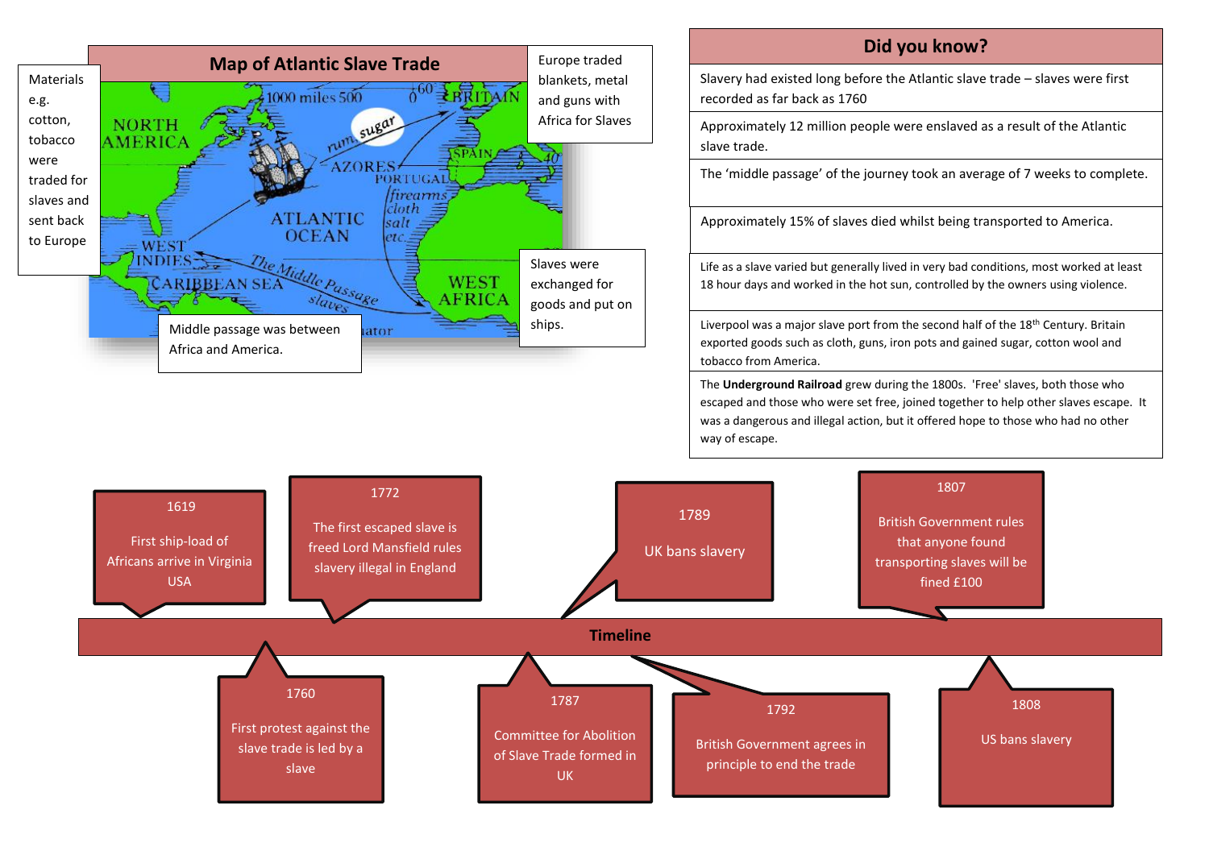## Map of Atlantic Slave Trade

Materials e.g. cotton, tobacco were traded for slaves and sent back to Europe

NORTH AMERICA

1000 miles 500 0

60

BRITAIN

rum sugar

AZORES

SPAIN

PORTUGAL

40

firearms cloth salt etc.

ATLANTIC OCEAN

WEST INDIES

CARIBBEAN SEA

The Middle Passage slaves

WEST AFRICA

Europe traded blankets, metal and guns with Africa for Slaves

Slaves were exchanged for goods and put on ships.

Middle passage was between Africa and America.

## Did you know?

- Slavery had existed long before the Atlantic slave trade – slaves were first recorded as far back as 1760
- Approximately 12 million people were enslaved as a result of the Atlantic slave trade.
- The 'middle passage' of the journey took an average of 7 weeks to complete.
- Approximately 15% of slaves died whilst being transported to America.
- Life as a slave varied but generally lived in very bad conditions, most worked at least 18 hour days and worked in the hot sun, controlled by the owners using violence.
- Liverpool was a major slave port from the second half of the 18th Century. Britain exported goods such as cloth, guns, iron pots and gained sugar, cotton wool and tobacco from America.
- The **Underground Railroad** grew during the 1800s. 'Free' slaves, both those who escaped and those who were set free, joined together to help other slaves escape. It was a dangerous and illegal action, but it offered hope to those who had no other way of escape.

## Timeline

- **1619** – First ship-load of Africans arrive in Virginia USA
- **1760** – First protest against the slave trade is led by a slave
- **1772** – The first escaped slave is freed Lord Mansfield rules slavery illegal in England
- **1787** – Committee for Abolition of Slave Trade formed in UK
- **1789** – UK bans slavery
- **1792** – British Government agrees in principle to end the trade
- **1807** – British Government rules that anyone found transporting slaves will be fined £100
- **1808** – US bans slavery